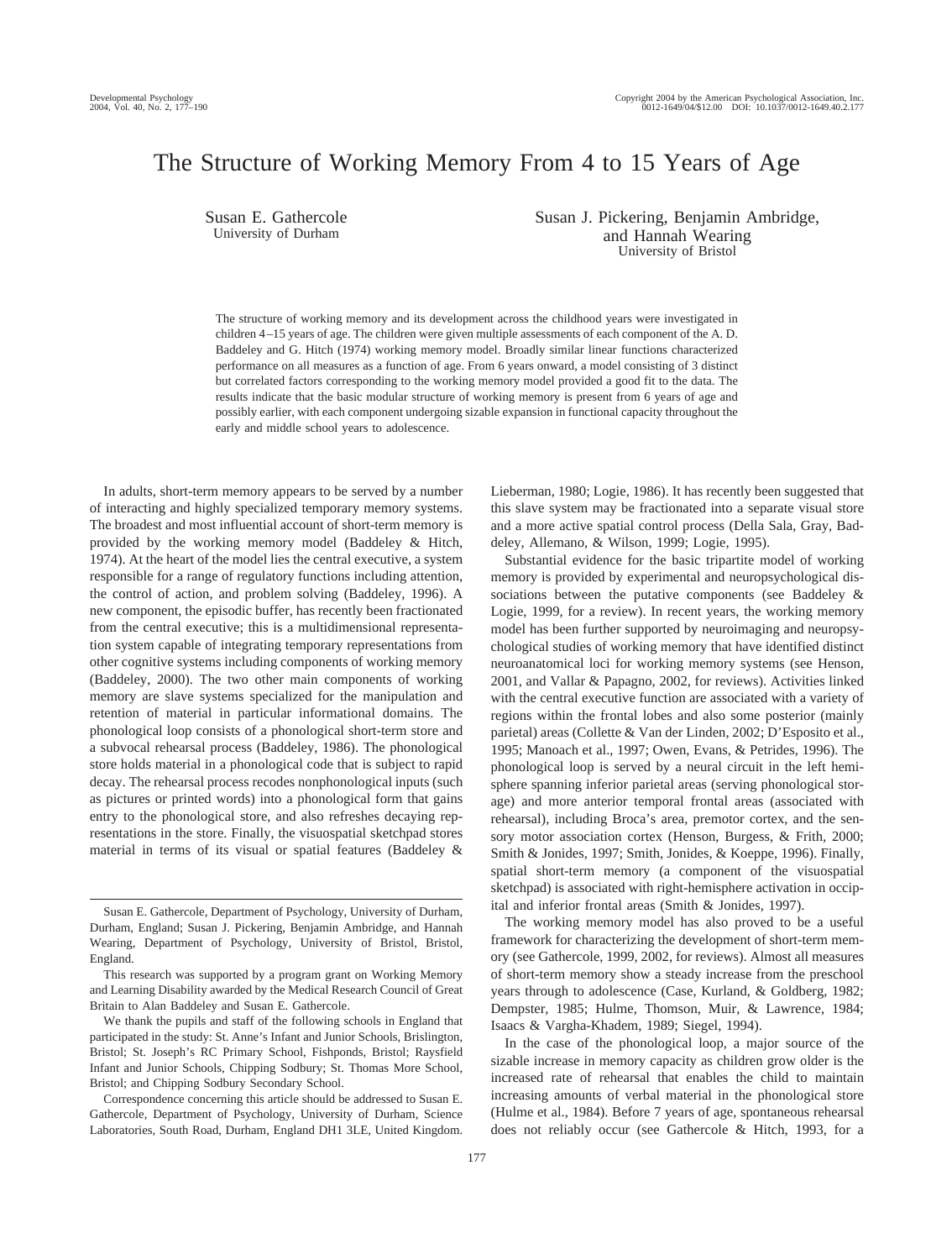# The Structure of Working Memory From 4 to 15 Years of Age

Susan E. Gathercole
University of Durham

Susan J. Pickering, Benjamin Ambridge, and Hannah Wearing
University of Bristol

The structure of working memory and its development across the childhood years were investigated in children 4–15 years of age. The children were given multiple assessments of each component of the A. D. Baddeley and G. Hitch (1974) working memory model. Broadly similar linear functions characterized performance on all measures as a function of age. From 6 years onward, a model consisting of 3 distinct but correlated factors corresponding to the working memory model provided a good fit to the data. The results indicate that the basic modular structure of working memory is present from 6 years of age and possibly earlier, with each component undergoing sizable expansion in functional capacity throughout the early and middle school years to adolescence.

In adults, short-term memory appears to be served by a number of interacting and highly specialized temporary memory systems. The broadest and most influential account of short-term memory is provided by the working memory model (Baddeley & Hitch, 1974). At the heart of the model lies the central executive, a system responsible for a range of regulatory functions including attention, the control of action, and problem solving (Baddeley, 1996). A new component, the episodic buffer, has recently been fractionated from the central executive; this is a multidimensional representation system capable of integrating temporary representations from other cognitive systems including components of working memory (Baddeley, 2000). The two other main components of working memory are slave systems specialized for the manipulation and retention of material in particular informational domains. The phonological loop consists of a phonological short-term store and a subvocal rehearsal process (Baddeley, 1986). The phonological store holds material in a phonological code that is subject to rapid decay. The rehearsal process recodes nonphonological inputs (such as pictures or printed words) into a phonological form that gains entry to the phonological store, and also refreshes decaying representations in the store. Finally, the visuospatial sketchpad stores material in terms of its visual or spatial features (Baddeley & Lieberman, 1980; Logie, 1986). It has recently been suggested that this slave system may be fractionated into a separate visual store and a more active spatial control process (Della Sala, Gray, Baddeley, Allemano, & Wilson, 1999; Logie, 1995).

Substantial evidence for the basic tripartite model of working memory is provided by experimental and neuropsychological dissociations between the putative components (see Baddeley & Logie, 1999, for a review). In recent years, the working memory model has been further supported by neuroimaging and neuropsychological studies of working memory that have identified distinct neuroanatomical loci for working memory systems (see Henson, 2001, and Vallar & Papagno, 2002, for reviews). Activities linked with the central executive function are associated with a variety of regions within the frontal lobes and also some posterior (mainly parietal) areas (Collette & Van der Linden, 2002; D'Esposito et al., 1995; Manoach et al., 1997; Owen, Evans, & Petrides, 1996). The phonological loop is served by a neural circuit in the left hemisphere spanning inferior parietal areas (serving phonological storage) and more anterior temporal frontal areas (associated with rehearsal), including Broca's area, premotor cortex, and the sensory motor association cortex (Henson, Burgess, & Frith, 2000; Smith & Jonides, 1997; Smith, Jonides, & Koeppe, 1996). Finally, spatial short-term memory (a component of the visuospatial sketchpad) is associated with right-hemisphere activation in occipital and inferior frontal areas (Smith & Jonides, 1997).

The working memory model has also proved to be a useful framework for characterizing the development of short-term memory (see Gathercole, 1999, 2002, for reviews). Almost all measures of short-term memory show a steady increase from the preschool years through to adolescence (Case, Kurland, & Goldberg, 1982; Dempster, 1985; Hulme, Thomson, Muir, & Lawrence, 1984; Isaacs & Vargha-Khadem, 1989; Siegel, 1994).

In the case of the phonological loop, a major source of the sizable increase in memory capacity as children grow older is the increased rate of rehearsal that enables the child to maintain increasing amounts of verbal material in the phonological store (Hulme et al., 1984). Before 7 years of age, spontaneous rehearsal does not reliably occur (see Gathercole & Hitch, 1993, for a

---

Susan E. Gathercole, Department of Psychology, University of Durham, Durham, England; Susan J. Pickering, Benjamin Ambridge, and Hannah Wearing, Department of Psychology, University of Bristol, Bristol, England.

This research was supported by a program grant on Working Memory and Learning Disability awarded by the Medical Research Council of Great Britain to Alan Baddeley and Susan E. Gathercole.

We thank the pupils and staff of the following schools in England that participated in the study: St. Anne's Infant and Junior Schools, Brislington, Bristol; St. Joseph's RC Primary School, Fishponds, Bristol; Raysfield Infant and Junior Schools, Chipping Sodbury; St. Thomas More School, Bristol; and Chipping Sodbury Secondary School.

Correspondence concerning this article should be addressed to Susan E. Gathercole, Department of Psychology, University of Durham, Science Laboratories, South Road, Durham, England DH1 3LE, United Kingdom.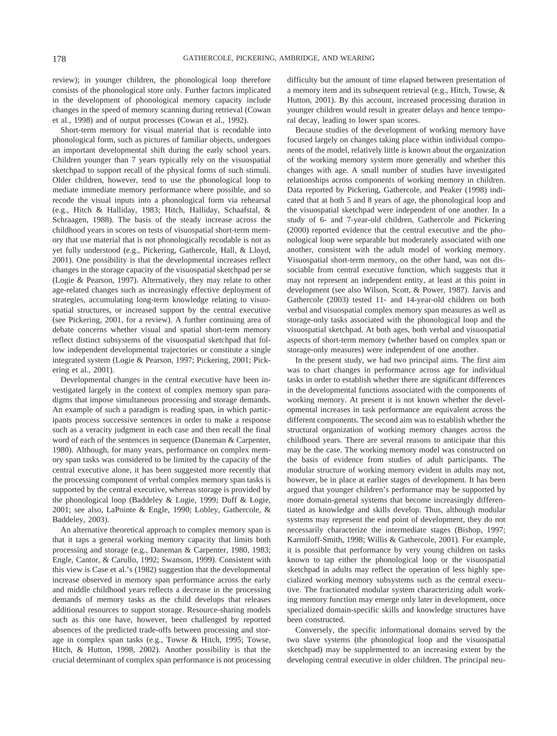review); in younger children, the phonological loop therefore consists of the phonological store only. Further factors implicated in the development of phonological memory capacity include changes in the speed of memory scanning during retrieval (Cowan et al., 1998) and of output processes (Cowan et al., 1992).

Short-term memory for visual material that is recodable into phonological form, such as pictures of familiar objects, undergoes an important developmental shift during the early school years. Children younger than 7 years typically rely on the visuospatial sketchpad to support recall of the physical forms of such stimuli. Older children, however, tend to use the phonological loop to mediate immediate memory performance where possible, and so recode the visual inputs into a phonological form via rehearsal (e.g., Hitch & Halliday, 1983; Hitch, Halliday, Schaafstal, & Schraagen, 1988). The basis of the steady increase across the childhood years in scores on tests of visuospatial short-term memory that use material that is not phonologically recodable is not as yet fully understood (e.g., Pickering, Gathercole, Hall, & Lloyd, 2001). One possibility is that the developmental increases reflect changes in the storage capacity of the visuospatial sketchpad per se (Logie & Pearson, 1997). Alternatively, they may relate to other age-related changes such as increasingly effective deployment of strategies, accumulating long-term knowledge relating to visuospatial structures, or increased support by the central executive (see Pickering, 2001, for a review). A further continuing area of debate concerns whether visual and spatial short-term memory reflect distinct subsystems of the visuospatial sketchpad that follow independent developmental trajectories or constitute a single integrated system (Logie & Pearson, 1997; Pickering, 2001; Pickering et al., 2001).

Developmental changes in the central executive have been investigated largely in the context of complex memory span paradigms that impose simultaneous processing and storage demands. An example of such a paradigm is reading span, in which participants process successive sentences in order to make a response such as a veracity judgment in each case and then recall the final word of each of the sentences in sequence (Daneman & Carpenter, 1980). Although, for many years, performance on complex memory span tasks was considered to be limited by the capacity of the central executive alone, it has been suggested more recently that the processing component of verbal complex memory span tasks is supported by the central executive, whereas storage is provided by the phonological loop (Baddeley & Logie, 1999; Duff & Logie, 2001; see also, LaPointe & Engle, 1990; Lobley, Gathercole, & Baddeley, 2003).

An alternative theoretical approach to complex memory span is that it taps a general working memory capacity that limits both processing and storage (e.g., Daneman & Carpenter, 1980, 1983; Engle, Cantor, & Carullo, 1992; Swanson, 1999). Consistent with this view is Case et al.'s (1982) suggestion that the developmental increase observed in memory span performance across the early and middle childhood years reflects a decrease in the processing demands of memory tasks as the child develops that releases additional resources to support storage. Resource-sharing models such as this one have, however, been challenged by reported absences of the predicted trade-offs between processing and storage in complex span tasks (e.g., Towse & Hitch, 1995; Towse, Hitch, & Hutton, 1998, 2002). Another possibility is that the crucial determinant of complex span performance is not processing difficulty but the amount of time elapsed between presentation of a memory item and its subsequent retrieval (e.g., Hitch, Towse, & Hutton, 2001). By this account, increased processing duration in younger children would result in greater delays and hence temporal decay, leading to lower span scores.

Because studies of the development of working memory have focused largely on changes taking place within individual components of the model, relatively little is known about the organization of the working memory system more generally and whether this changes with age. A small number of studies have investigated relationships across components of working memory in children. Data reported by Pickering, Gathercole, and Peaker (1998) indicated that at both 5 and 8 years of age, the phonological loop and the visuospatial sketchpad were independent of one another. In a study of 6- and 7-year-old children, Gathercole and Pickering (2000) reported evidence that the central executive and the phonological loop were separable but moderately associated with one another, consistent with the adult model of working memory. Visuospatial short-term memory, on the other hand, was not dissociable from central executive function, which suggests that it may not represent an independent entity, at least at this point in development (see also Wilson, Scott, & Power, 1987). Jarvis and Gathercole (2003) tested 11- and 14-year-old children on both verbal and visuospatial complex memory span measures as well as storage-only tasks associated with the phonological loop and the visuospatial sketchpad. At both ages, both verbal and visuospatial aspects of short-term memory (whether based on complex span or storage-only measures) were independent of one another.

In the present study, we had two principal aims. The first aim was to chart changes in performance across age for individual tasks in order to establish whether there are significant differences in the developmental functions associated with the components of working memory. At present it is not known whether the developmental increases in task performance are equivalent across the different components. The second aim was to establish whether the structural organization of working memory changes across the childhood years. There are several reasons to anticipate that this may be the case. The working memory model was constructed on the basis of evidence from studies of adult participants. The modular structure of working memory evident in adults may not, however, be in place at earlier stages of development. It has been argued that younger children's performance may be supported by more domain-general systems that become increasingly differentiated as knowledge and skills develop. Thus, although modular systems may represent the end point of development, they do not necessarily characterize the intermediate stages (Bishop, 1997; Karmiloff-Smith, 1998; Willis & Gathercole, 2001). For example, it is possible that performance by very young children on tasks known to tap either the phonological loop or the visuospatial sketchpad in adults may reflect the operation of less highly specialized working memory subsystems such as the central executive. The fractionated modular system characterizing adult working memory function may emerge only later in development, once specialized domain-specific skills and knowledge structures have been constructed.

Conversely, the specific informational domains served by the two slave systems (the phonological loop and the visuospatial sketchpad) may be supplemented to an increasing extent by the developing central executive in older children. The principal neu-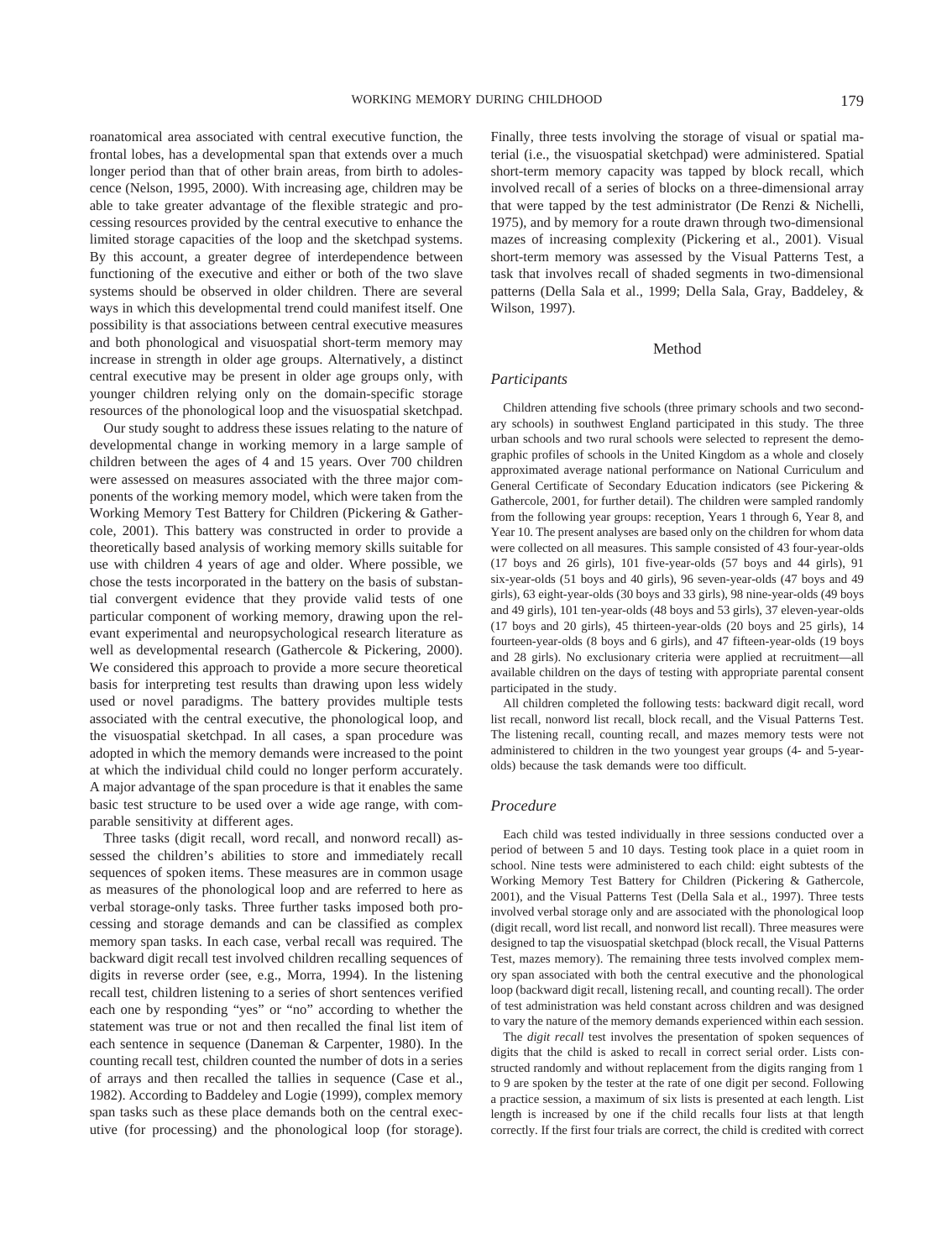roanatomical area associated with central executive function, the frontal lobes, has a developmental span that extends over a much longer period than that of other brain areas, from birth to adolescence (Nelson, 1995, 2000). With increasing age, children may be able to take greater advantage of the flexible strategic and processing resources provided by the central executive to enhance the limited storage capacities of the loop and the sketchpad systems. By this account, a greater degree of interdependence between functioning of the executive and either or both of the two slave systems should be observed in older children. There are several ways in which this developmental trend could manifest itself. One possibility is that associations between central executive measures and both phonological and visuospatial short-term memory may increase in strength in older age groups. Alternatively, a distinct central executive may be present in older age groups only, with younger children relying only on the domain-specific storage resources of the phonological loop and the visuospatial sketchpad.

Our study sought to address these issues relating to the nature of developmental change in working memory in a large sample of children between the ages of 4 and 15 years. Over 700 children were assessed on measures associated with the three major components of the working memory model, which were taken from the Working Memory Test Battery for Children (Pickering & Gathercole, 2001). This battery was constructed in order to provide a theoretically based analysis of working memory skills suitable for use with children 4 years of age and older. Where possible, we chose the tests incorporated in the battery on the basis of substantial convergent evidence that they provide valid tests of one particular component of working memory, drawing upon the relevant experimental and neuropsychological research literature as well as developmental research (Gathercole & Pickering, 2000). We considered this approach to provide a more secure theoretical basis for interpreting test results than drawing upon less widely used or novel paradigms. The battery provides multiple tests associated with the central executive, the phonological loop, and the visuospatial sketchpad. In all cases, a span procedure was adopted in which the memory demands were increased to the point at which the individual child could no longer perform accurately. A major advantage of the span procedure is that it enables the same basic test structure to be used over a wide age range, with comparable sensitivity at different ages.

Three tasks (digit recall, word recall, and nonword recall) assessed the children's abilities to store and immediately recall sequences of spoken items. These measures are in common usage as measures of the phonological loop and are referred to here as verbal storage-only tasks. Three further tasks imposed both processing and storage demands and can be classified as complex memory span tasks. In each case, verbal recall was required. The backward digit recall test involved children recalling sequences of digits in reverse order (see, e.g., Morra, 1994). In the listening recall test, children listening to a series of short sentences verified each one by responding "yes" or "no" according to whether the statement was true or not and then recalled the final list item of each sentence in sequence (Daneman & Carpenter, 1980). In the counting recall test, children counted the number of dots in a series of arrays and then recalled the tallies in sequence (Case et al., 1982). According to Baddeley and Logie (1999), complex memory span tasks such as these place demands both on the central executive (for processing) and the phonological loop (for storage). Finally, three tests involving the storage of visual or spatial material (i.e., the visuospatial sketchpad) were administered. Spatial short-term memory capacity was tapped by block recall, which involved recall of a series of blocks on a three-dimensional array that were tapped by the test administrator (De Renzi & Nichelli, 1975), and by memory for a route drawn through two-dimensional mazes of increasing complexity (Pickering et al., 2001). Visual short-term memory was assessed by the Visual Patterns Test, a task that involves recall of shaded segments in two-dimensional patterns (Della Sala et al., 1999; Della Sala, Gray, Baddeley, & Wilson, 1997).

## Method

### Participants

Children attending five schools (three primary schools and two secondary schools) in southwest England participated in this study. The three urban schools and two rural schools were selected to represent the demographic profiles of schools in the United Kingdom as a whole and closely approximated average national performance on National Curriculum and General Certificate of Secondary Education indicators (see Pickering & Gathercole, 2001, for further detail). The children were sampled randomly from the following year groups: reception, Years 1 through 6, Year 8, and Year 10. The present analyses are based only on the children for whom data were collected on all measures. This sample consisted of 43 four-year-olds (17 boys and 26 girls), 101 five-year-olds (57 boys and 44 girls), 91 six-year-olds (51 boys and 40 girls), 96 seven-year-olds (47 boys and 49 girls), 63 eight-year-olds (30 boys and 33 girls), 98 nine-year-olds (49 boys and 49 girls), 101 ten-year-olds (48 boys and 53 girls), 37 eleven-year-olds (17 boys and 20 girls), 45 thirteen-year-olds (20 boys and 25 girls), 14 fourteen-year-olds (8 boys and 6 girls), and 47 fifteen-year-olds (19 boys and 28 girls). No exclusionary criteria were applied at recruitment—all available children on the days of testing with appropriate parental consent participated in the study.

All children completed the following tests: backward digit recall, word list recall, nonword list recall, block recall, and the Visual Patterns Test. The listening recall, counting recall, and mazes memory tests were not administered to children in the two youngest year groups (4- and 5-year-olds) because the task demands were too difficult.

### Procedure

Each child was tested individually in three sessions conducted over a period of between 5 and 10 days. Testing took place in a quiet room in school. Nine tests were administered to each child: eight subtests of the Working Memory Test Battery for Children (Pickering & Gathercole, 2001), and the Visual Patterns Test (Della Sala et al., 1997). Three tests involved verbal storage only and are associated with the phonological loop (digit recall, word list recall, and nonword list recall). Three measures were designed to tap the visuospatial sketchpad (block recall, the Visual Patterns Test, mazes memory). The remaining three tests involved complex memory span associated with both the central executive and the phonological loop (backward digit recall, listening recall, and counting recall). The order of test administration was held constant across children and was designed to vary the nature of the memory demands experienced within each session.

The *digit recall* test involves the presentation of spoken sequences of digits that the child is asked to recall in correct serial order. Lists constructed randomly and without replacement from the digits ranging from 1 to 9 are spoken by the tester at the rate of one digit per second. Following a practice session, a maximum of six lists is presented at each length. List length is increased by one if the child recalls four lists at that length correctly. If the first four trials are correct, the child is credited with correct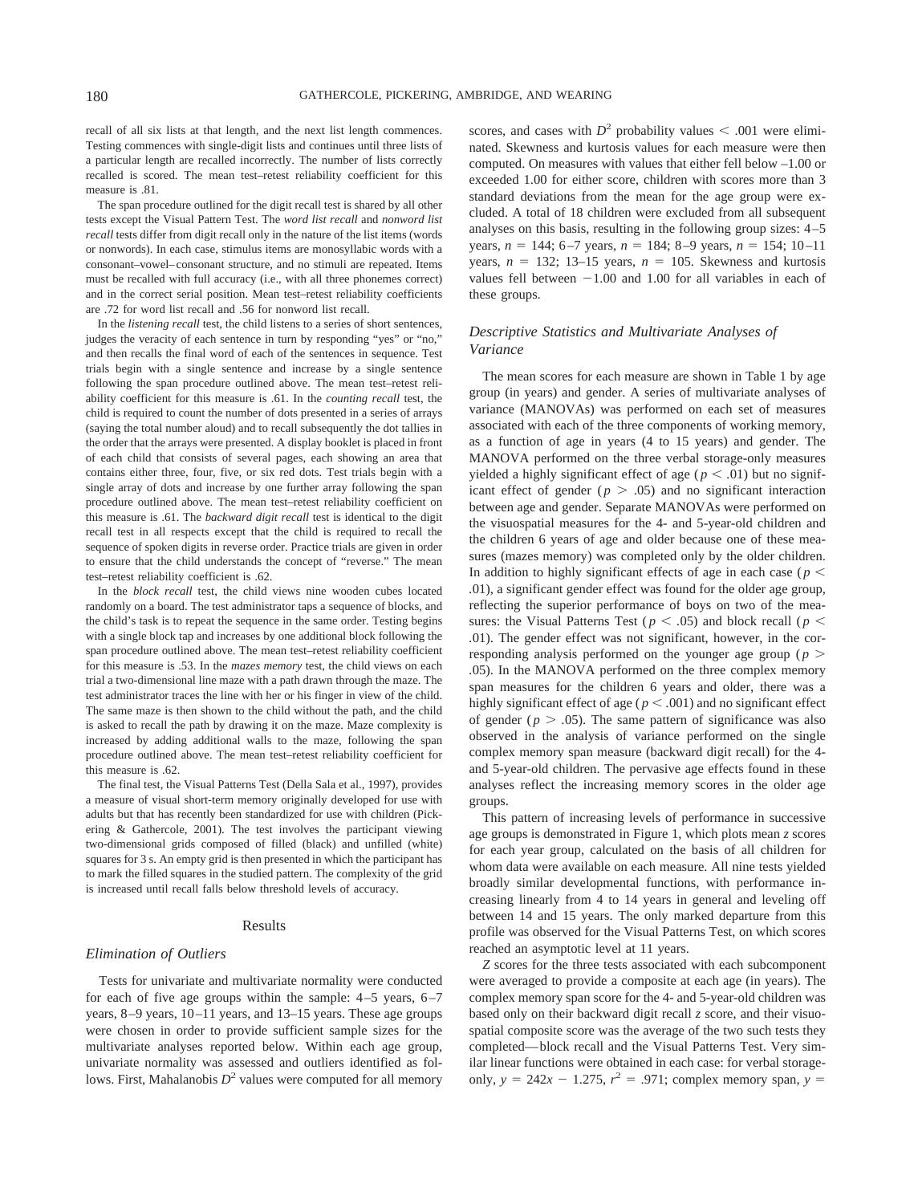recall of all six lists at that length, and the next list length commences. Testing commences with single-digit lists and continues until three lists of a particular length are recalled incorrectly. The number of lists correctly recalled is scored. The mean test–retest reliability coefficient for this measure is .81.

The span procedure outlined for the digit recall test is shared by all other tests except the Visual Pattern Test. The *word list recall* and *nonword list recall* tests differ from digit recall only in the nature of the list items (words or nonwords). In each case, stimulus items are monosyllabic words with a consonant–vowel–consonant structure, and no stimuli are repeated. Items must be recalled with full accuracy (i.e., with all three phonemes correct) and in the correct serial position. Mean test–retest reliability coefficients are .72 for word list recall and .56 for nonword list recall.

In the *listening recall* test, the child listens to a series of short sentences, judges the veracity of each sentence in turn by responding "yes" or "no," and then recalls the final word of each of the sentences in sequence. Test trials begin with a single sentence and increase by a single sentence following the span procedure outlined above. The mean test–retest reliability coefficient for this measure is .61. In the *counting recall* test, the child is required to count the number of dots presented in a series of arrays (saying the total number aloud) and to recall subsequently the dot tallies in the order that the arrays were presented. A display booklet is placed in front of each child that consists of several pages, each showing an area that contains either three, four, five, or six red dots. Test trials begin with a single array of dots and increase by one further array following the span procedure outlined above. The mean test–retest reliability coefficient on this measure is .61. The *backward digit recall* test is identical to the digit recall test in all respects except that the child is required to recall the sequence of spoken digits in reverse order. Practice trials are given in order to ensure that the child understands the concept of "reverse." The mean test–retest reliability coefficient is .62.

In the *block recall* test, the child views nine wooden cubes located randomly on a board. The test administrator taps a sequence of blocks, and the child's task is to repeat the sequence in the same order. Testing begins with a single block tap and increases by one additional block following the span procedure outlined above. The mean test–retest reliability coefficient for this measure is .53. In the *mazes memory* test, the child views on each trial a two-dimensional line maze with a path drawn through the maze. The test administrator traces the line with her or his finger in view of the child. The same maze is then shown to the child without the path, and the child is asked to recall the path by drawing it on the maze. Maze complexity is increased by adding additional walls to the maze, following the span procedure outlined above. The mean test–retest reliability coefficient for this measure is .62.

The final test, the Visual Patterns Test (Della Sala et al., 1997), provides a measure of visual short-term memory originally developed for use with adults but that has recently been standardized for use with children (Pickering & Gathercole, 2001). The test involves the participant viewing two-dimensional grids composed of filled (black) and unfilled (white) squares for 3 s. An empty grid is then presented in which the participant has to mark the filled squares in the studied pattern. The complexity of the grid is increased until recall falls below threshold levels of accuracy.

## Results

### Elimination of Outliers

Tests for univariate and multivariate normality were conducted for each of five age groups within the sample: 4–5 years, 6–7 years, 8–9 years, 10–11 years, and 13–15 years. These age groups were chosen in order to provide sufficient sample sizes for the multivariate analyses reported below. Within each age group, univariate normality was assessed and outliers identified as follows. First, Mahalanobis $D^2$ values were computed for all memory scores, and cases with $D^2$ probability values $< .001$ were eliminated. Skewness and kurtosis values for each measure were then computed. On measures with values that either fell below –1.00 or exceeded 1.00 for either score, children with scores more than 3 standard deviations from the mean for the age group were excluded. A total of 18 children were excluded from all subsequent analyses on this basis, resulting in the following group sizes: 4–5 years, $n = 144$; 6–7 years, $n = 184$; 8–9 years, $n = 154$; 10–11 years, $n = 132$; 13–15 years, $n = 105$. Skewness and kurtosis values fell between $-1.00$ and 1.00 for all variables in each of these groups.

### Descriptive Statistics and Multivariate Analyses of Variance

The mean scores for each measure are shown in Table 1 by age group (in years) and gender. A series of multivariate analyses of variance (MANOVAs) was performed on each set of measures associated with each of the three components of working memory, as a function of age in years (4 to 15 years) and gender. The MANOVA performed on the three verbal storage-only measures yielded a highly significant effect of age ($p < .01$) but no significant effect of gender ($p > .05$) and no significant interaction between age and gender. Separate MANOVAs were performed on the visuospatial measures for the 4- and 5-year-old children and the children 6 years of age and older because one of these measures (mazes memory) was completed only by the older children. In addition to highly significant effects of age in each case ($p < .01$), a significant gender effect was found for the older age group, reflecting the superior performance of boys on two of the measures: the Visual Patterns Test ($p < .05$) and block recall ($p < .01$). The gender effect was not significant, however, in the corresponding analysis performed on the younger age group ($p > .05$). In the MANOVA performed on the three complex memory span measures for the children 6 years and older, there was a highly significant effect of age ($p < .001$) and no significant effect of gender ($p > .05$). The same pattern of significance was also observed in the analysis of variance performed on the single complex memory span measure (backward digit recall) for the 4- and 5-year-old children. The pervasive age effects found in these analyses reflect the increasing memory scores in the older age groups.

This pattern of increasing levels of performance in successive age groups is demonstrated in Figure 1, which plots mean *z* scores for each year group, calculated on the basis of all children for whom data were available on each measure. All nine tests yielded broadly similar developmental functions, with performance increasing linearly from 4 to 14 years in general and leveling off between 14 and 15 years. The only marked departure from this profile was observed for the Visual Patterns Test, on which scores reached an asymptotic level at 11 years.

*Z* scores for the three tests associated with each subcomponent were averaged to provide a composite at each age (in years). The complex memory span score for the 4- and 5-year-old children was based only on their backward digit recall *z* score, and their visuospatial composite score was the average of the two such tests they completed—block recall and the Visual Patterns Test. Very similar linear functions were obtained in each case: for verbal storage-only, $y = 242x - 1.275$, $r^2 = .971$; complex memory span, $y =$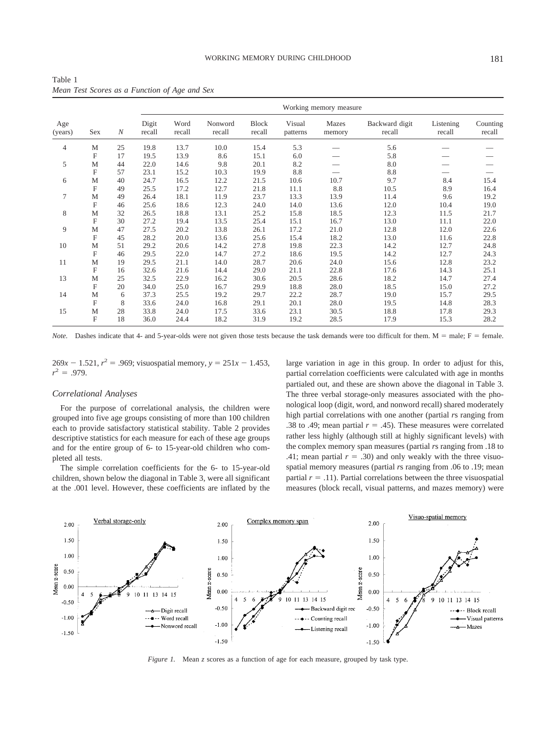Table 1
*Mean Test Scores as a Function of Age and Sex*

| Age (years) | Sex | *N* | Working memory measure | | | | | | | | |
|---|---|---|---|---|---|---|---|---|---|---|---|
| | | | Digit recall | Word recall | Nonword recall | Block recall | Visual patterns | Mazes memory | Backward digit recall | Listening recall | Counting recall |
| 4 | M | 25 | 19.8 | 13.7 | 10.0 | 15.4 | 5.3 | — | 5.6 | — | — |
| | F | 17 | 19.5 | 13.9 | 8.6 | 15.1 | 6.0 | — | 5.8 | — | — |
| 5 | M | 44 | 22.0 | 14.6 | 9.8 | 20.1 | 8.2 | — | 8.0 | — | — |
| | F | 57 | 23.1 | 15.2 | 10.3 | 19.9 | 8.8 | — | 8.8 | — | — |
| 6 | M | 40 | 24.7 | 16.5 | 12.2 | 21.5 | 10.6 | 10.7 | 9.7 | 8.4 | 15.4 |
| | F | 49 | 25.5 | 17.2 | 12.7 | 21.8 | 11.1 | 8.8 | 10.5 | 8.9 | 16.4 |
| 7 | M | 49 | 26.4 | 18.1 | 11.9 | 23.7 | 13.3 | 13.9 | 11.4 | 9.6 | 19.2 |
| | F | 46 | 25.6 | 18.6 | 12.3 | 24.0 | 14.0 | 13.6 | 12.0 | 10.4 | 19.0 |
| 8 | M | 32 | 26.5 | 18.8 | 13.1 | 25.2 | 15.8 | 18.5 | 12.3 | 11.5 | 21.7 |
| | F | 30 | 27.2 | 19.4 | 13.5 | 25.4 | 15.1 | 16.7 | 13.0 | 11.1 | 22.0 |
| 9 | M | 47 | 27.5 | 20.2 | 13.8 | 26.1 | 17.2 | 21.0 | 12.8 | 12.0 | 22.6 |
| | F | 45 | 28.2 | 20.0 | 13.6 | 25.6 | 15.4 | 18.2 | 13.0 | 11.6 | 22.8 |
| 10 | M | 51 | 29.2 | 20.6 | 14.2 | 27.8 | 19.8 | 22.3 | 14.2 | 12.7 | 24.8 |
| | F | 46 | 29.5 | 22.0 | 14.7 | 27.2 | 18.6 | 19.5 | 14.2 | 12.7 | 24.3 |
| 11 | M | 19 | 29.5 | 21.1 | 14.0 | 28.7 | 20.6 | 24.0 | 15.6 | 12.8 | 23.2 |
| | F | 16 | 32.6 | 21.6 | 14.4 | 29.0 | 21.1 | 22.8 | 17.6 | 14.3 | 25.1 |
| 13 | M | 25 | 32.5 | 22.9 | 16.2 | 30.6 | 20.5 | 28.6 | 18.2 | 14.7 | 27.4 |
| | F | 20 | 34.0 | 25.0 | 16.7 | 29.9 | 18.8 | 28.0 | 18.5 | 15.0 | 27.2 |
| 14 | M | 6 | 37.3 | 25.5 | 19.2 | 29.7 | 22.2 | 28.7 | 19.0 | 15.7 | 29.5 |
| | F | 8 | 33.6 | 24.0 | 16.8 | 29.1 | 20.1 | 28.0 | 19.5 | 14.8 | 28.3 |
| 15 | M | 28 | 33.8 | 24.0 | 17.5 | 33.6 | 23.1 | 30.5 | 18.8 | 17.8 | 29.3 |
| | F | 18 | 36.0 | 24.4 | 18.2 | 31.9 | 19.2 | 28.5 | 17.9 | 15.3 | 28.2 |

*Note.* Dashes indicate that 4- and 5-year-olds were not given those tests because the task demands were too difficult for them. M = male; F = female.

$269x - 1.521$, $r^2 = .969$; visuospatial memory, $y = 251x - 1.453$, $r^2 = .979$.

### *Correlational Analyses*

For the purpose of correlational analysis, the children were grouped into five age groups consisting of more than 100 children each to provide satisfactory statistical stability. Table 2 provides descriptive statistics for each measure for each of these age groups and for the entire group of 6- to 15-year-old children who completed all tests.

The simple correlation coefficients for the 6- to 15-year-old children, shown below the diagonal in Table 3, were all significant at the .001 level. However, these coefficients are inflated by the large variation in age in this group. In order to adjust for this, partial correlation coefficients were calculated with age in months partialed out, and these are shown above the diagonal in Table 3. The three verbal storage-only measures associated with the phonological loop (digit, word, and nonword recall) shared moderately high partial correlations with one another (partial *r*s ranging from .38 to .49; mean partial $r = .45$). These measures were correlated rather less highly (although still at highly significant levels) with the complex memory span measures (partial *r*s ranging from .18 to .41; mean partial $r = .30$) and only weakly with the three visuospatial memory measures (partial *r*s ranging from .06 to .19; mean partial $r = .11$). Partial correlations between the three visuospatial measures (block recall, visual patterns, and mazes memory) were

*Figure 1.* Mean *z* scores as a function of age for each measure, grouped by task type.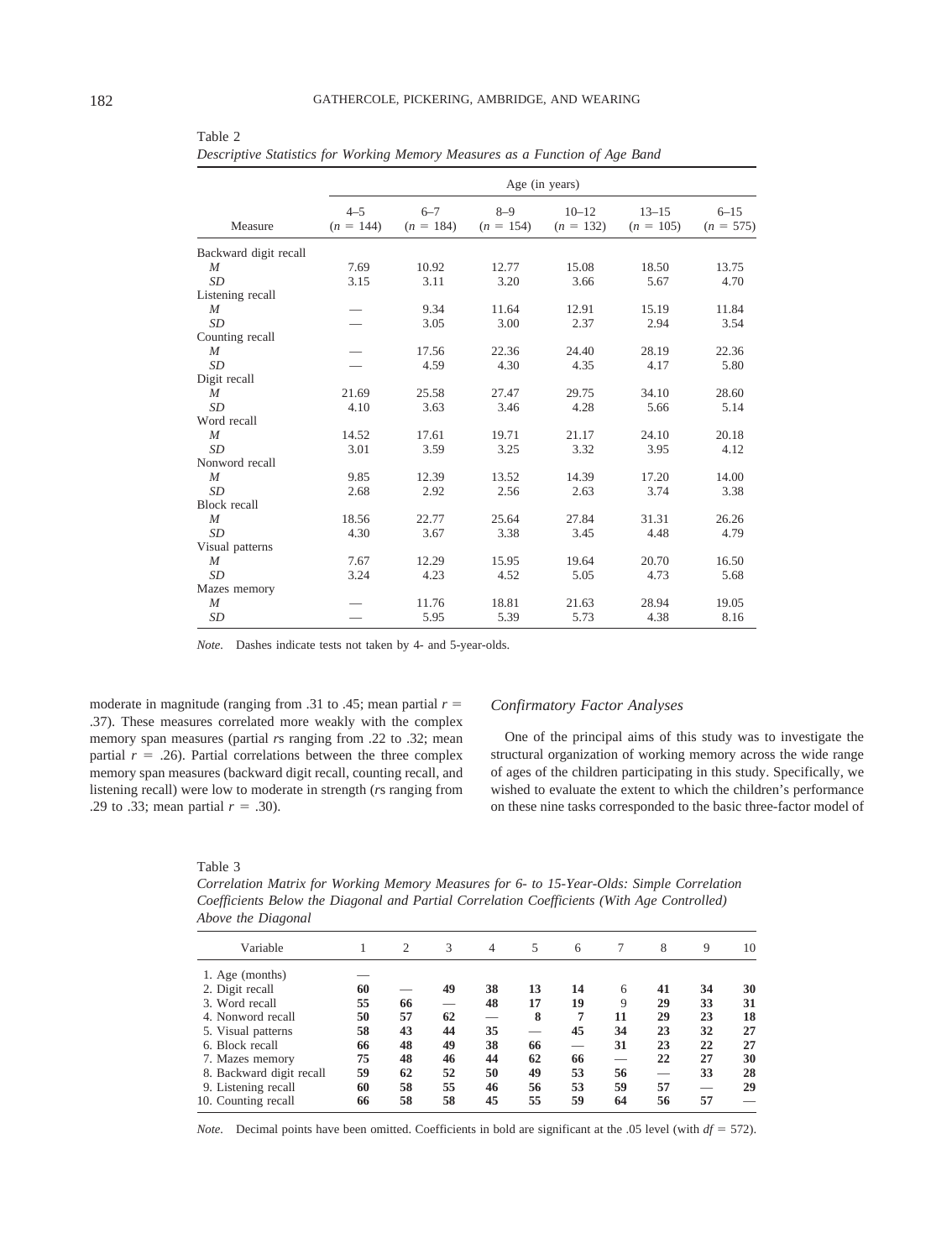Table 2
*Descriptive Statistics for Working Memory Measures as a Function of Age Band*

| Measure | Age (in years) | | | | | |
|---|---|---|---|---|---|---|
| | 4–5 ($n$ = 144) | 6–7 ($n$ = 184) | 8–9 ($n$ = 154) | 10–12 ($n$ = 132) | 13–15 ($n$ = 105) | 6–15 ($n$ = 575) |
| Backward digit recall | | | | | | |
| *M* | 7.69 | 10.92 | 12.77 | 15.08 | 18.50 | 13.75 |
| *SD* | 3.15 | 3.11 | 3.20 | 3.66 | 5.67 | 4.70 |
| Listening recall | | | | | | |
| *M* | — | 9.34 | 11.64 | 12.91 | 15.19 | 11.84 |
| *SD* | — | 3.05 | 3.00 | 2.37 | 2.94 | 3.54 |
| Counting recall | | | | | | |
| *M* | — | 17.56 | 22.36 | 24.40 | 28.19 | 22.36 |
| *SD* | — | 4.59 | 4.30 | 4.35 | 4.17 | 5.80 |
| Digit recall | | | | | | |
| *M* | 21.69 | 25.58 | 27.47 | 29.75 | 34.10 | 28.60 |
| *SD* | 4.10 | 3.63 | 3.46 | 4.28 | 5.66 | 5.14 |
| Word recall | | | | | | |
| *M* | 14.52 | 17.61 | 19.71 | 21.17 | 24.10 | 20.18 |
| *SD* | 3.01 | 3.59 | 3.25 | 3.32 | 3.95 | 4.12 |
| Nonword recall | | | | | | |
| *M* | 9.85 | 12.39 | 13.52 | 14.39 | 17.20 | 14.00 |
| *SD* | 2.68 | 2.92 | 2.56 | 2.63 | 3.74 | 3.38 |
| Block recall | | | | | | |
| *M* | 18.56 | 22.77 | 25.64 | 27.84 | 31.31 | 26.26 |
| *SD* | 4.30 | 3.67 | 3.38 | 3.45 | 4.48 | 4.79 |
| Visual patterns | | | | | | |
| *M* | 7.67 | 12.29 | 15.95 | 19.64 | 20.70 | 16.50 |
| *SD* | 3.24 | 4.23 | 4.52 | 5.05 | 4.73 | 5.68 |
| Mazes memory | | | | | | |
| *M* | — | 11.76 | 18.81 | 21.63 | 28.94 | 19.05 |
| *SD* | — | 5.95 | 5.39 | 5.73 | 4.38 | 8.16 |

*Note.* Dashes indicate tests not taken by 4- and 5-year-olds.

moderate in magnitude (ranging from .31 to .45; mean partial $r$ = .37). These measures correlated more weakly with the complex memory span measures (partial $r$s ranging from .22 to .32; mean partial $r$ = .26). Partial correlations between the three complex memory span measures (backward digit recall, counting recall, and listening recall) were low to moderate in strength ($r$s ranging from .29 to .33; mean partial $r$ = .30).

### *Confirmatory Factor Analyses*

One of the principal aims of this study was to investigate the structural organization of working memory across the wide range of ages of the children participating in this study. Specifically, we wished to evaluate the extent to which the children's performance on these nine tasks corresponded to the basic three-factor model of

Table 3
*Correlation Matrix for Working Memory Measures for 6- to 15-Year-Olds: Simple Correlation Coefficients Below the Diagonal and Partial Correlation Coefficients (With Age Controlled) Above the Diagonal*

| Variable | 1 | 2 | 3 | 4 | 5 | 6 | 7 | 8 | 9 | 10 |
|---|---|---|---|---|---|---|---|---|---|---|
| 1. Age (months) | — | | | | | | | | | |
| 2. Digit recall | **60** | — | **49** | **38** | **13** | **14** | 6 | **41** | **34** | **30** |
| 3. Word recall | **55** | **66** | — | **48** | **17** | **19** | 9 | **29** | **33** | **31** |
| 4. Nonword recall | **50** | **57** | **62** | — | **8** | 7 | **11** | **29** | **23** | **18** |
| 5. Visual patterns | **58** | **43** | **44** | **35** | — | **45** | **34** | **23** | **32** | **27** |
| 6. Block recall | **66** | **48** | **49** | **38** | **66** | — | **31** | **23** | **22** | **27** |
| 7. Mazes memory | **75** | **48** | **46** | **44** | **62** | **66** | — | **22** | **27** | **30** |
| 8. Backward digit recall | **59** | **62** | **52** | **50** | **49** | **53** | **56** | — | **33** | **28** |
| 9. Listening recall | **60** | **58** | **55** | **46** | **56** | **53** | **59** | **57** | — | **29** |
| 10. Counting recall | **66** | **58** | **58** | **45** | **55** | **59** | **64** | **56** | **57** | — |

*Note.* Decimal points have been omitted. Coefficients in bold are significant at the .05 level (with $df$ = 572).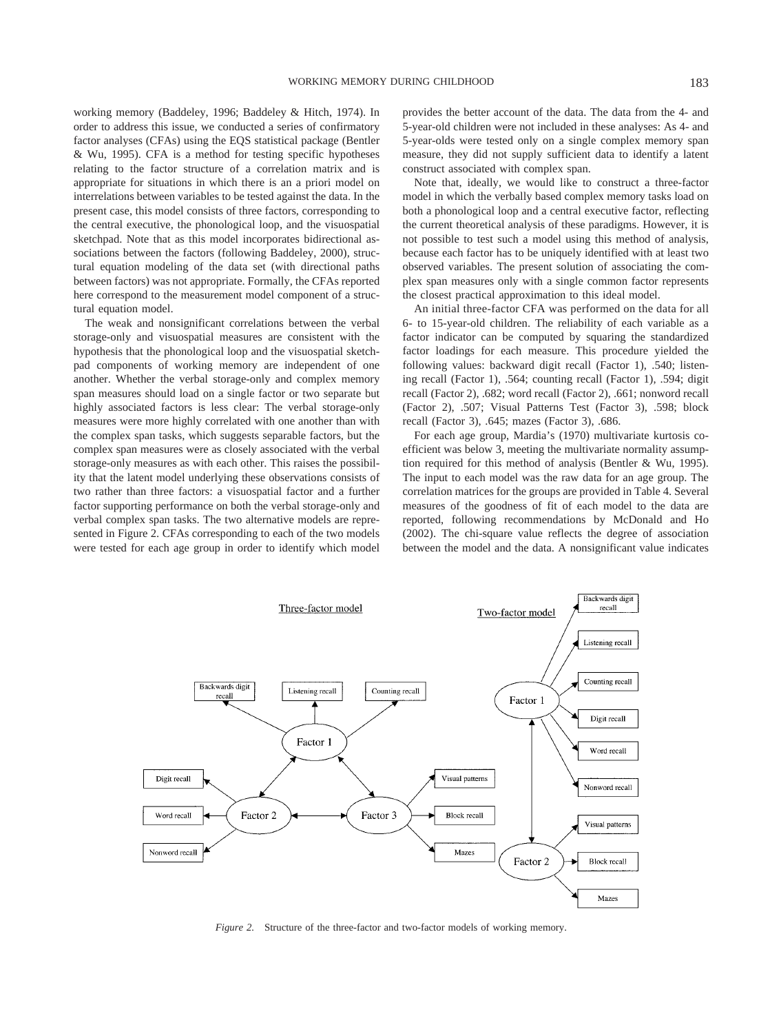working memory (Baddeley, 1996; Baddeley & Hitch, 1974). In order to address this issue, we conducted a series of confirmatory factor analyses (CFAs) using the EQS statistical package (Bentler & Wu, 1995). CFA is a method for testing specific hypotheses relating to the factor structure of a correlation matrix and is appropriate for situations in which there is an a priori model on interrelations between variables to be tested against the data. In the present case, this model consists of three factors, corresponding to the central executive, the phonological loop, and the visuospatial sketchpad. Note that as this model incorporates bidirectional associations between the factors (following Baddeley, 2000), structural equation modeling of the data set (with directional paths between factors) was not appropriate. Formally, the CFAs reported here correspond to the measurement model component of a structural equation model.

The weak and nonsignificant correlations between the verbal storage-only and visuospatial measures are consistent with the hypothesis that the phonological loop and the visuospatial sketchpad components of working memory are independent of one another. Whether the verbal storage-only and complex memory span measures should load on a single factor or two separate but highly associated factors is less clear: The verbal storage-only measures were more highly correlated with one another than with the complex span tasks, which suggests separable factors, but the complex span measures were as closely associated with the verbal storage-only measures as with each other. This raises the possibility that the latent model underlying these observations consists of two rather than three factors: a visuospatial factor and a further factor supporting performance on both the verbal storage-only and verbal complex span tasks. The two alternative models are represented in Figure 2. CFAs corresponding to each of the two models were tested for each age group in order to identify which model provides the better account of the data. The data from the 4- and 5-year-old children were not included in these analyses: As 4- and 5-year-olds were tested only on a single complex memory span measure, they did not supply sufficient data to identify a latent construct associated with complex span.

Note that, ideally, we would like to construct a three-factor model in which the verbally based complex memory tasks load on both a phonological loop and a central executive factor, reflecting the current theoretical analysis of these paradigms. However, it is not possible to test such a model using this method of analysis, because each factor has to be uniquely identified with at least two observed variables. The present solution of associating the complex span measures only with a single common factor represents the closest practical approximation to this ideal model.

An initial three-factor CFA was performed on the data for all 6- to 15-year-old children. The reliability of each variable as a factor indicator can be computed by squaring the standardized factor loadings for each measure. This procedure yielded the following values: backward digit recall (Factor 1), .540; listening recall (Factor 1), .564; counting recall (Factor 1), .594; digit recall (Factor 2), .682; word recall (Factor 2), .661; nonword recall (Factor 2), .507; Visual Patterns Test (Factor 3), .598; block recall (Factor 3), .645; mazes (Factor 3), .686.

For each age group, Mardia's (1970) multivariate kurtosis coefficient was below 3, meeting the multivariate normality assumption required for this method of analysis (Bentler & Wu, 1995). The input to each model was the raw data for an age group. The correlation matrices for the groups are provided in Table 4. Several measures of the goodness of fit of each model to the data are reported, following recommendations by McDonald and Ho (2002). The chi-square value reflects the degree of association between the model and the data. A nonsignificant value indicates

Three-factor model

Backwards digit recall
Listening recall
Counting recall
Factor 1
Digit recall
Word recall
Nonword recall
Factor 2
Factor 3
Visual patterns
Block recall
Mazes

Two-factor model

Backwards digit recall
Listening recall
Counting recall
Digit recall
Word recall
Nonword recall
Factor 1
Visual patterns
Block recall
Mazes
Factor 2

*Figure 2.* Structure of the three-factor and two-factor models of working memory.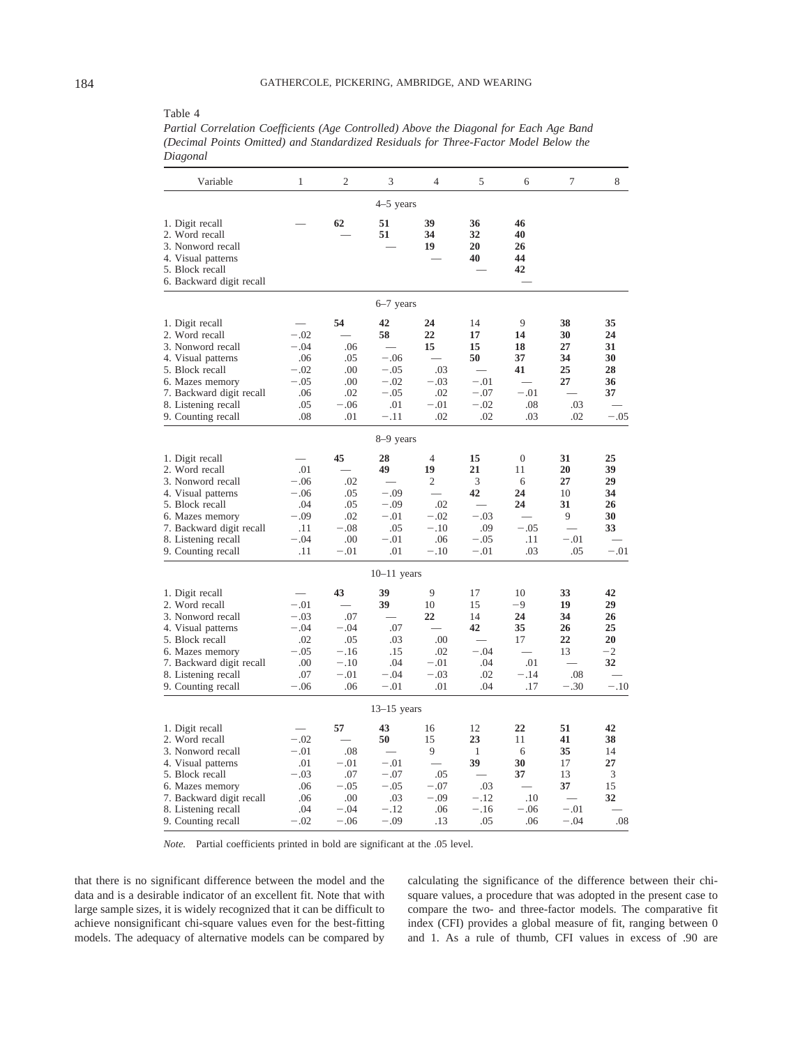Table 4

*Partial Correlation Coefficients (Age Controlled) Above the Diagonal for Each Age Band (Decimal Points Omitted) and Standardized Residuals for Three-Factor Model Below the Diagonal*

| Variable | 1 | 2 | 3 | 4 | 5 | 6 | 7 | 8 |
|---|---|---|---|---|---|---|---|---|
| | | | 4–5 years | | | | | |
| 1. Digit recall | — | **62** | **51** | **39** | **36** | **46** | | |
| 2. Word recall | | — | **51** | **34** | **32** | **40** | | |
| 3. Nonword recall | | | — | **19** | **20** | **26** | | |
| 4. Visual patterns | | | | — | **40** | **44** | | |
| 5. Block recall | | | | | — | **42** | | |
| 6. Backward digit recall | | | | | | — | | |
| | | | 6–7 years | | | | | |
| 1. Digit recall | — | **54** | **42** | **24** | 14 | 9 | **38** | **35** |
| 2. Word recall | −.02 | — | **58** | **22** | **17** | **14** | **30** | **24** |
| 3. Nonword recall | −.04 | .06 | — | **15** | **15** | **18** | **27** | **31** |
| 4. Visual patterns | .06 | .05 | −.06 | — | **50** | **37** | **34** | **30** |
| 5. Block recall | −.02 | .00 | −.05 | .03 | — | **41** | **25** | **28** |
| 6. Mazes memory | −.05 | .00 | −.02 | −.03 | −.01 | — | **27** | **36** |
| 7. Backward digit recall | .06 | .02 | −.05 | .02 | −.07 | −.01 | — | **37** |
| 8. Listening recall | .05 | −.06 | .01 | −.01 | −.02 | .08 | .03 | — |
| 9. Counting recall | .08 | .01 | −.11 | .02 | .02 | .03 | .02 | −.05 |
| | | | 8–9 years | | | | | |
| 1. Digit recall | — | **45** | **28** | 4 | **15** | 0 | **31** | **25** |
| 2. Word recall | .01 | — | **49** | **19** | **21** | 11 | **20** | **39** |
| 3. Nonword recall | −.06 | .02 | — | 2 | 3 | 6 | **27** | **29** |
| 4. Visual patterns | −.06 | .05 | −.09 | — | **42** | **24** | 10 | **34** |
| 5. Block recall | .04 | .05 | −.09 | .02 | — | **24** | **31** | **26** |
| 6. Mazes memory | −.09 | .02 | −.01 | −.02 | −.03 | — | 9 | **30** |
| 7. Backward digit recall | .11 | −.08 | .05 | −.10 | .09 | −.05 | — | **33** |
| 8. Listening recall | −.04 | .00 | −.01 | .06 | −.05 | .11 | −.01 | — |
| 9. Counting recall | .11 | −.01 | .01 | −.10 | −.01 | .03 | .05 | −.01 |
| | | | 10–11 years | | | | | |
| 1. Digit recall | — | **43** | **39** | 9 | 17 | 10 | **33** | **42** |
| 2. Word recall | −.01 | — | **39** | 10 | 15 | −9 | **19** | **29** |
| 3. Nonword recall | −.03 | .07 | — | **22** | 14 | **24** | **34** | **26** |
| 4. Visual patterns | −.04 | −.04 | .07 | — | **42** | **35** | **26** | **25** |
| 5. Block recall | .02 | .05 | .03 | .00 | — | 17 | **22** | **20** |
| 6. Mazes memory | −.05 | −.16 | .15 | .02 | −.04 | — | 13 | −2 |
| 7. Backward digit recall | .00 | −.10 | .04 | −.01 | .04 | .01 | — | **32** |
| 8. Listening recall | .07 | −.01 | −.04 | −.03 | .02 | −.14 | .08 | — |
| 9. Counting recall | −.06 | .06 | −.01 | .01 | .04 | .17 | −.30 | −.10 |
| | | | 13–15 years | | | | | |
| 1. Digit recall | — | **57** | **43** | 16 | 12 | **22** | **51** | **42** |
| 2. Word recall | −.02 | — | **50** | 15 | **23** | 11 | **41** | **38** |
| 3. Nonword recall | −.01 | .08 | — | 9 | 1 | 6 | **35** | 14 |
| 4. Visual patterns | .01 | −.01 | −.01 | — | **39** | **30** | 17 | **27** |
| 5. Block recall | −.03 | .07 | −.07 | .05 | — | **37** | 13 | 3 |
| 6. Mazes memory | .06 | −.05 | −.05 | −.07 | .03 | — | **37** | 15 |
| 7. Backward digit recall | .06 | .00 | .03 | −.09 | −.12 | .10 | — | **32** |
| 8. Listening recall | .04 | −.04 | −.12 | .06 | −.16 | −.06 | −.01 | — |
| 9. Counting recall | −.02 | −.06 | −.09 | .13 | .05 | .06 | −.04 | .08 |

*Note.* Partial coefficients printed in bold are significant at the .05 level.

that there is no significant difference between the model and the data and is a desirable indicator of an excellent fit. Note that with large sample sizes, it is widely recognized that it can be difficult to achieve nonsignificant chi-square values even for the best-fitting models. The adequacy of alternative models can be compared by calculating the significance of the difference between their chi-square values, a procedure that was adopted in the present case to compare the two- and three-factor models. The comparative fit index (CFI) provides a global measure of fit, ranging between 0 and 1. As a rule of thumb, CFI values in excess of .90 are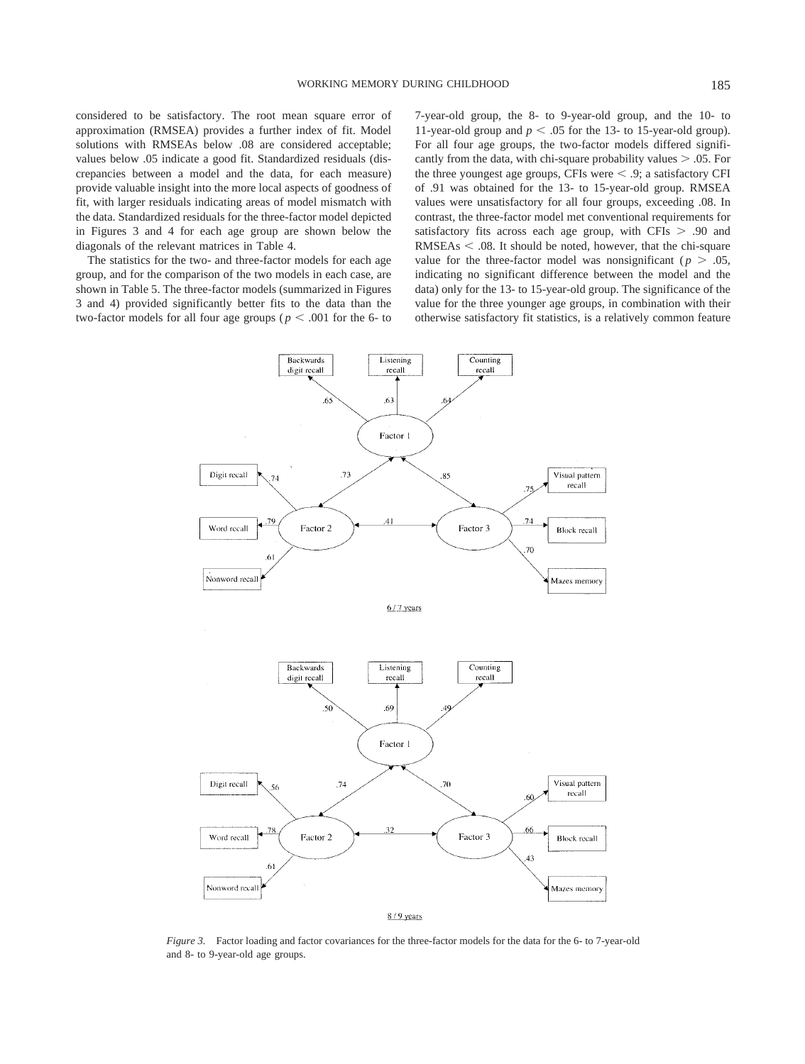considered to be satisfactory. The root mean square error of approximation (RMSEA) provides a further index of fit. Model solutions with RMSEAs below .08 are considered acceptable; values below .05 indicate a good fit. Standardized residuals (discrepancies between a model and the data, for each measure) provide valuable insight into the more local aspects of goodness of fit, with larger residuals indicating areas of model mismatch with the data. Standardized residuals for the three-factor model depicted in Figures 3 and 4 for each age group are shown below the diagonals of the relevant matrices in Table 4.

The statistics for the two- and three-factor models for each age group, and for the comparison of the two models in each case, are shown in Table 5. The three-factor models (summarized in Figures 3 and 4) provided significantly better fits to the data than the two-factor models for all four age groups ($p < .001$ for the 6- to 7-year-old group, the 8- to 9-year-old group, and the 10- to 11-year-old group and $p < .05$ for the 13- to 15-year-old group). For all four age groups, the two-factor models differed significantly from the data, with chi-square probability values $> .05$. For the three youngest age groups, CFIs were $< .9$; a satisfactory CFI of .91 was obtained for the 13- to 15-year-old group. RMSEA values were unsatisfactory for all four groups, exceeding .08. In contrast, the three-factor model met conventional requirements for satisfactory fits across each age group, with CFIs $> .90$ and RMSEAs $< .08$. It should be noted, however, that the chi-square value for the three-factor model was nonsignificant ($p > .05$, indicating no significant difference between the model and the data) only for the 13- to 15-year-old group. The significance of the value for the three younger age groups, in combination with their otherwise satisfactory fit statistics, is a relatively common feature

*Figure 3.* Factor loading and factor covariances for the three-factor models for the data for the 6- to 7-year-old and 8- to 9-year-old age groups.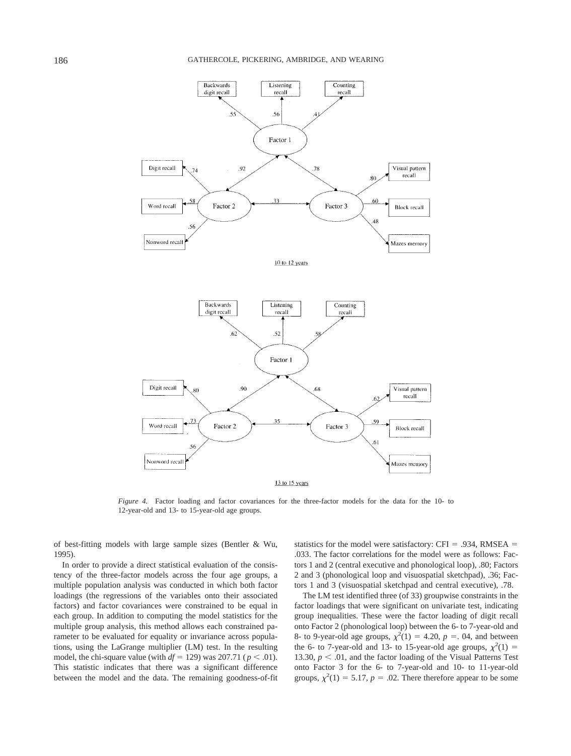*Figure 4.* Factor loading and factor covariances for the three-factor models for the data for the 10- to 12-year-old and 13- to 15-year-old age groups.

of best-fitting models with large sample sizes (Bentler & Wu, 1995).

In order to provide a direct statistical evaluation of the consistency of the three-factor models across the four age groups, a multiple population analysis was conducted in which both factor loadings (the regressions of the variables onto their associated factors) and factor covariances were constrained to be equal in each group. In addition to computing the model statistics for the multiple group analysis, this method allows each constrained parameter to be evaluated for equality or invariance across populations, using the LaGrange multiplier (LM) test. In the resulting model, the chi-square value (with $df = 129$) was 207.71 ($p < .01$). This statistic indicates that there was a significant difference between the model and the data. The remaining goodness-of-fit statistics for the model were satisfactory: CFI = .934, RMSEA = .033. The factor correlations for the model were as follows: Factors 1 and 2 (central executive and phonological loop), .80; Factors 2 and 3 (phonological loop and visuospatial sketchpad), .36; Factors 1 and 3 (visuospatial sketchpad and central executive), .78.

The LM test identified three (of 33) groupwise constraints in the factor loadings that were significant on univariate test, indicating group inequalities. These were the factor loading of digit recall onto Factor 2 (phonological loop) between the 6- to 7-year-old and 8- to 9-year-old age groups, $\chi^2(1) = 4.20$, $p = .04$, and between the 6- to 7-year-old and 13- to 15-year-old age groups, $\chi^2(1) = 13.30$, $p < .01$, and the factor loading of the Visual Patterns Test onto Factor 3 for the 6- to 7-year-old and 10- to 11-year-old groups, $\chi^2(1) = 5.17$, $p = .02$. There therefore appear to be some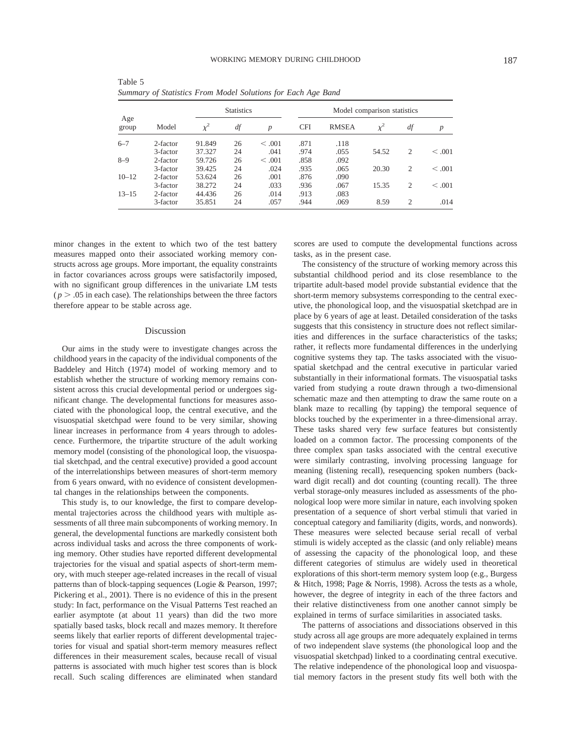Table 5
*Summary of Statistics From Model Solutions for Each Age Band*

| Age group | Model | Statistics | | | Model comparison statistics | | | | |
|---|---|---|---|---|---|---|---|---|---|
| | | $\chi^2$ | *df* | *p* | CFI | RMSEA | $\chi^2$ | *df* | *p* |
| 6–7 | 2-factor | 91.849 | 26 | < .001 | .871 | .118 | | | |
| | 3-factor | 37.327 | 24 | .041 | .974 | .055 | 54.52 | 2 | < .001 |
| 8–9 | 2-factor | 59.726 | 26 | < .001 | .858 | .092 | | | |
| | 3-factor | 39.425 | 24 | .024 | .935 | .065 | 20.30 | 2 | < .001 |
| 10–12 | 2-factor | 53.624 | 26 | .001 | .876 | .090 | | | |
| | 3-factor | 38.272 | 24 | .033 | .936 | .067 | 15.35 | 2 | < .001 |
| 13–15 | 2-factor | 44.436 | 26 | .014 | .913 | .083 | | | |
| | 3-factor | 35.851 | 24 | .057 | .944 | .069 | 8.59 | 2 | .014 |

minor changes in the extent to which two of the test battery measures mapped onto their associated working memory constructs across age groups. More important, the equality constraints in factor covariances across groups were satisfactorily imposed, with no significant group differences in the univariate LM tests ($p > .05$ in each case). The relationships between the three factors therefore appear to be stable across age.

## Discussion

Our aims in the study were to investigate changes across the childhood years in the capacity of the individual components of the Baddeley and Hitch (1974) model of working memory and to establish whether the structure of working memory remains consistent across this crucial developmental period or undergoes significant change. The developmental functions for measures associated with the phonological loop, the central executive, and the visuospatial sketchpad were found to be very similar, showing linear increases in performance from 4 years through to adolescence. Furthermore, the tripartite structure of the adult working memory model (consisting of the phonological loop, the visuospatial sketchpad, and the central executive) provided a good account of the interrelationships between measures of short-term memory from 6 years onward, with no evidence of consistent developmental changes in the relationships between the components.

This study is, to our knowledge, the first to compare developmental trajectories across the childhood years with multiple assessments of all three main subcomponents of working memory. In general, the developmental functions are markedly consistent both across individual tasks and across the three components of working memory. Other studies have reported different developmental trajectories for the visual and spatial aspects of short-term memory, with much steeper age-related increases in the recall of visual patterns than of block-tapping sequences (Logie & Pearson, 1997; Pickering et al., 2001). There is no evidence of this in the present study: In fact, performance on the Visual Patterns Test reached an earlier asymptote (at about 11 years) than did the two more spatially based tasks, block recall and mazes memory. It therefore seems likely that earlier reports of different developmental trajectories for visual and spatial short-term memory measures reflect differences in their measurement scales, because recall of visual patterns is associated with much higher test scores than is block recall. Such scaling differences are eliminated when standard scores are used to compute the developmental functions across tasks, as in the present case.

The consistency of the structure of working memory across this substantial childhood period and its close resemblance to the tripartite adult-based model provide substantial evidence that the short-term memory subsystems corresponding to the central executive, the phonological loop, and the visuospatial sketchpad are in place by 6 years of age at least. Detailed consideration of the tasks suggests that this consistency in structure does not reflect similarities and differences in the surface characteristics of the tasks; rather, it reflects more fundamental differences in the underlying cognitive systems they tap. The tasks associated with the visuospatial sketchpad and the central executive in particular varied substantially in their informational formats. The visuospatial tasks varied from studying a route drawn through a two-dimensional schematic maze and then attempting to draw the same route on a blank maze to recalling (by tapping) the temporal sequence of blocks touched by the experimenter in a three-dimensional array. These tasks shared very few surface features but consistently loaded on a common factor. The processing components of the three complex span tasks associated with the central executive were similarly contrasting, involving processing language for meaning (listening recall), resequencing spoken numbers (backward digit recall) and dot counting (counting recall). The three verbal storage-only measures included as assessments of the phonological loop were more similar in nature, each involving spoken presentation of a sequence of short verbal stimuli that varied in conceptual category and familiarity (digits, words, and nonwords). These measures were selected because serial recall of verbal stimuli is widely accepted as the classic (and only reliable) means of assessing the capacity of the phonological loop, and these different categories of stimulus are widely used in theoretical explorations of this short-term memory system loop (e.g., Burgess & Hitch, 1998; Page & Norris, 1998). Across the tests as a whole, however, the degree of integrity in each of the three factors and their relative distinctiveness from one another cannot simply be explained in terms of surface similarities in associated tasks.

The patterns of associations and dissociations observed in this study across all age groups are more adequately explained in terms of two independent slave systems (the phonological loop and the visuospatial sketchpad) linked to a coordinating central executive. The relative independence of the phonological loop and visuospatial memory factors in the present study fits well both with the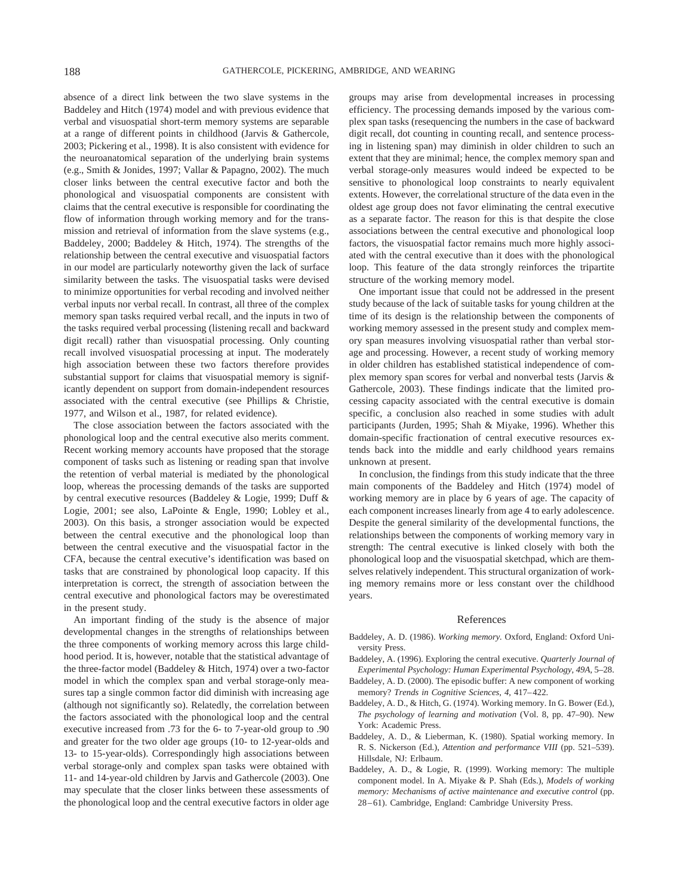absence of a direct link between the two slave systems in the Baddeley and Hitch (1974) model and with previous evidence that verbal and visuospatial short-term memory systems are separable at a range of different points in childhood (Jarvis & Gathercole, 2003; Pickering et al., 1998). It is also consistent with evidence for the neuroanatomical separation of the underlying brain systems (e.g., Smith & Jonides, 1997; Vallar & Papagno, 2002). The much closer links between the central executive factor and both the phonological and visuospatial components are consistent with claims that the central executive is responsible for coordinating the flow of information through working memory and for the transmission and retrieval of information from the slave systems (e.g., Baddeley, 2000; Baddeley & Hitch, 1974). The strengths of the relationship between the central executive and visuospatial factors in our model are particularly noteworthy given the lack of surface similarity between the tasks. The visuospatial tasks were devised to minimize opportunities for verbal recoding and involved neither verbal inputs nor verbal recall. In contrast, all three of the complex memory span tasks required verbal recall, and the inputs in two of the tasks required verbal processing (listening recall and backward digit recall) rather than visuospatial processing. Only counting recall involved visuospatial processing at input. The moderately high association between these two factors therefore provides substantial support for claims that visuospatial memory is significantly dependent on support from domain-independent resources associated with the central executive (see Phillips & Christie, 1977, and Wilson et al., 1987, for related evidence).

The close association between the factors associated with the phonological loop and the central executive also merits comment. Recent working memory accounts have proposed that the storage component of tasks such as listening or reading span that involve the retention of verbal material is mediated by the phonological loop, whereas the processing demands of the tasks are supported by central executive resources (Baddeley & Logie, 1999; Duff & Logie, 2001; see also, LaPointe & Engle, 1990; Lobley et al., 2003). On this basis, a stronger association would be expected between the central executive and the phonological loop than between the central executive and the visuospatial factor in the CFA, because the central executive's identification was based on tasks that are constrained by phonological loop capacity. If this interpretation is correct, the strength of association between the central executive and phonological factors may be overestimated in the present study.

An important finding of the study is the absence of major developmental changes in the strengths of relationships between the three components of working memory across this large childhood period. It is, however, notable that the statistical advantage of the three-factor model (Baddeley & Hitch, 1974) over a two-factor model in which the complex span and verbal storage-only measures tap a single common factor did diminish with increasing age (although not significantly so). Relatedly, the correlation between the factors associated with the phonological loop and the central executive increased from .73 for the 6- to 7-year-old group to .90 and greater for the two older age groups (10- to 12-year-olds and 13- to 15-year-olds). Correspondingly high associations between verbal storage-only and complex span tasks were obtained with 11- and 14-year-old children by Jarvis and Gathercole (2003). One may speculate that the closer links between these assessments of the phonological loop and the central executive factors in older age groups may arise from developmental increases in processing efficiency. The processing demands imposed by the various complex span tasks (resequencing the numbers in the case of backward digit recall, dot counting in counting recall, and sentence processing in listening span) may diminish in older children to such an extent that they are minimal; hence, the complex memory span and verbal storage-only measures would indeed be expected to be sensitive to phonological loop constraints to nearly equivalent extents. However, the correlational structure of the data even in the oldest age group does not favor eliminating the central executive as a separate factor. The reason for this is that despite the close associations between the central executive and phonological loop factors, the visuospatial factor remains much more highly associated with the central executive than it does with the phonological loop. This feature of the data strongly reinforces the tripartite structure of the working memory model.

One important issue that could not be addressed in the present study because of the lack of suitable tasks for young children at the time of its design is the relationship between the components of working memory assessed in the present study and complex memory span measures involving visuospatial rather than verbal storage and processing. However, a recent study of working memory in older children has established statistical independence of complex memory span scores for verbal and nonverbal tests (Jarvis & Gathercole, 2003). These findings indicate that the limited processing capacity associated with the central executive is domain specific, a conclusion also reached in some studies with adult participants (Jurden, 1995; Shah & Miyake, 1996). Whether this domain-specific fractionation of central executive resources extends back into the middle and early childhood years remains unknown at present.

In conclusion, the findings from this study indicate that the three main components of the Baddeley and Hitch (1974) model of working memory are in place by 6 years of age. The capacity of each component increases linearly from age 4 to early adolescence. Despite the general similarity of the developmental functions, the relationships between the components of working memory vary in strength: The central executive is linked closely with both the phonological loop and the visuospatial sketchpad, which are themselves relatively independent. This structural organization of working memory remains more or less constant over the childhood years.

## References

Baddeley, A. D. (1986). *Working memory.* Oxford, England: Oxford University Press.

Baddeley, A. (1996). Exploring the central executive. *Quarterly Journal of Experimental Psychology: Human Experimental Psychology, 49A,* 5–28.

Baddeley, A. D. (2000). The episodic buffer: A new component of working memory? *Trends in Cognitive Sciences, 4,* 417–422.

Baddeley, A. D., & Hitch, G. (1974). Working memory. In G. Bower (Ed.), *The psychology of learning and motivation* (Vol. 8, pp. 47–90). New York: Academic Press.

Baddeley, A. D., & Lieberman, K. (1980). Spatial working memory. In R. S. Nickerson (Ed.), *Attention and performance VIII* (pp. 521–539). Hillsdale, NJ: Erlbaum.

Baddeley, A. D., & Logie, R. (1999). Working memory: The multiple component model. In A. Miyake & P. Shah (Eds.), *Models of working memory: Mechanisms of active maintenance and executive control* (pp. 28–61). Cambridge, England: Cambridge University Press.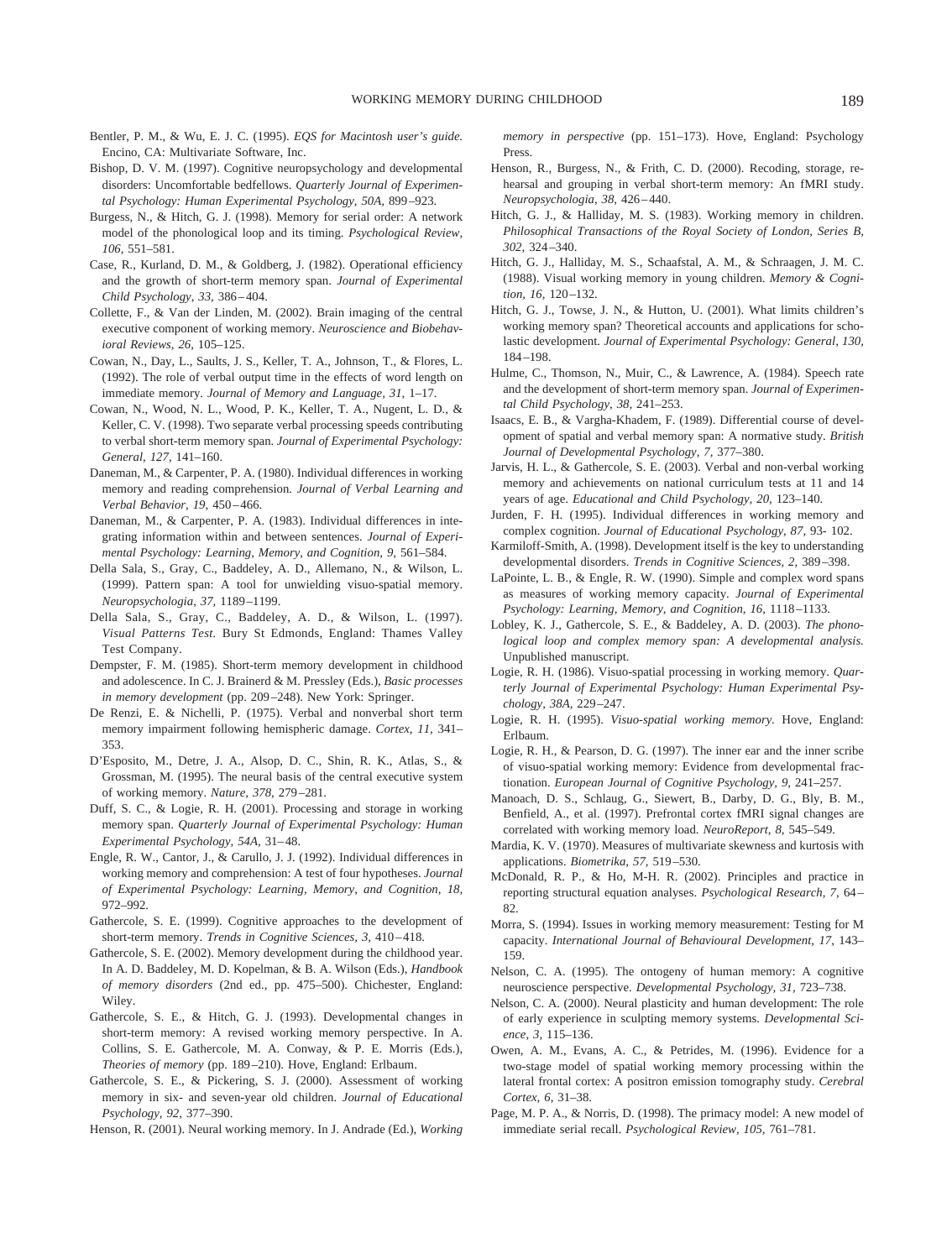Bentler, P. M., & Wu, E. J. C. (1995). *EQS for Macintosh user's guide.* Encino, CA: Multivariate Software, Inc.

Bishop, D. V. M. (1997). Cognitive neuropsychology and developmental disorders: Uncomfortable bedfellows. *Quarterly Journal of Experimental Psychology: Human Experimental Psychology, 50A,* 899–923.

Burgess, N., & Hitch, G. J. (1998). Memory for serial order: A network model of the phonological loop and its timing. *Psychological Review, 106,* 551–581.

Case, R., Kurland, D. M., & Goldberg, J. (1982). Operational efficiency and the growth of short-term memory span. *Journal of Experimental Child Psychology, 33,* 386–404.

Collette, F., & Van der Linden, M. (2002). Brain imaging of the central executive component of working memory. *Neuroscience and Biobehavioral Reviews, 26,* 105–125.

Cowan, N., Day, L., Saults, J. S., Keller, T. A., Johnson, T., & Flores, L. (1992). The role of verbal output time in the effects of word length on immediate memory. *Journal of Memory and Language, 31,* 1–17.

Cowan, N., Wood, N. L., Wood, P. K., Keller, T. A., Nugent, L. D., & Keller, C. V. (1998). Two separate verbal processing speeds contributing to verbal short-term memory span. *Journal of Experimental Psychology: General, 127,* 141–160.

Daneman, M., & Carpenter, P. A. (1980). Individual differences in working memory and reading comprehension. *Journal of Verbal Learning and Verbal Behavior, 19,* 450–466.

Daneman, M., & Carpenter, P. A. (1983). Individual differences in integrating information within and between sentences. *Journal of Experimental Psychology: Learning, Memory, and Cognition, 9,* 561–584.

Della Sala, S., Gray, C., Baddeley, A. D., Allemano, N., & Wilson, L. (1999). Pattern span: A tool for unwielding visuo-spatial memory. *Neuropsychologia, 37,* 1189–1199.

Della Sala, S., Gray, C., Baddeley, A. D., & Wilson, L. (1997). *Visual Patterns Test.* Bury St Edmonds, England: Thames Valley Test Company.

Dempster, F. M. (1985). Short-term memory development in childhood and adolescence. In C. J. Brainerd & M. Pressley (Eds.), *Basic processes in memory development* (pp. 209–248). New York: Springer.

De Renzi, E. & Nichelli, P. (1975). Verbal and nonverbal short term memory impairment following hemispheric damage. *Cortex, 11,* 341–353.

D'Esposito, M., Detre, J. A., Alsop, D. C., Shin, R. K., Atlas, S., & Grossman, M. (1995). The neural basis of the central executive system of working memory. *Nature, 378,* 279–281.

Duff, S. C., & Logie, R. H. (2001). Processing and storage in working memory span. *Quarterly Journal of Experimental Psychology: Human Experimental Psychology, 54A,* 31–48.

Engle, R. W., Cantor, J., & Carullo, J. J. (1992). Individual differences in working memory and comprehension: A test of four hypotheses. *Journal of Experimental Psychology: Learning, Memory, and Cognition, 18,* 972–992.

Gathercole, S. E. (1999). Cognitive approaches to the development of short-term memory. *Trends in Cognitive Sciences, 3,* 410–418.

Gathercole, S. E. (2002). Memory development during the childhood year. In A. D. Baddeley, M. D. Kopelman, & B. A. Wilson (Eds.), *Handbook of memory disorders* (2nd ed., pp. 475–500). Chichester, England: Wiley.

Gathercole, S. E., & Hitch, G. J. (1993). Developmental changes in short-term memory: A revised working memory perspective. In A. Collins, S. E. Gathercole, M. A. Conway, & P. E. Morris (Eds.), *Theories of memory* (pp. 189–210). Hove, England: Erlbaum.

Gathercole, S. E., & Pickering, S. J. (2000). Assessment of working memory in six- and seven-year old children. *Journal of Educational Psychology, 92,* 377–390.

Henson, R. (2001). Neural working memory. In J. Andrade (Ed.), *Working memory in perspective* (pp. 151–173). Hove, England: Psychology Press.

Henson, R., Burgess, N., & Frith, C. D. (2000). Recoding, storage, rehearsal and grouping in verbal short-term memory: An fMRI study. *Neuropsychologia, 38,* 426–440.

Hitch, G. J., & Halliday, M. S. (1983). Working memory in children. *Philosophical Transactions of the Royal Society of London, Series B, 302,* 324–340.

Hitch, G. J., Halliday, M. S., Schaafstal, A. M., & Schraagen, J. M. C. (1988). Visual working memory in young children. *Memory & Cognition, 16,* 120–132.

Hitch, G. J., Towse, J. N., & Hutton, U. (2001). What limits children's working memory span? Theoretical accounts and applications for scholastic development. *Journal of Experimental Psychology: General, 130,* 184–198.

Hulme, C., Thomson, N., Muir, C., & Lawrence, A. (1984). Speech rate and the development of short-term memory span. *Journal of Experimental Child Psychology, 38,* 241–253.

Isaacs, E. B., & Vargha-Khadem, F. (1989). Differential course of development of spatial and verbal memory span: A normative study. *British Journal of Developmental Psychology, 7,* 377–380.

Jarvis, H. L., & Gathercole, S. E. (2003). Verbal and non-verbal working memory and achievements on national curriculum tests at 11 and 14 years of age. *Educational and Child Psychology, 20,* 123–140.

Jurden, F. H. (1995). Individual differences in working memory and complex cognition. *Journal of Educational Psychology, 87,* 93- 102.

Karmiloff-Smith, A. (1998). Development itself is the key to understanding developmental disorders. *Trends in Cognitive Sciences, 2,* 389–398.

LaPointe, L. B., & Engle, R. W. (1990). Simple and complex word spans as measures of working memory capacity. *Journal of Experimental Psychology: Learning, Memory, and Cognition, 16,* 1118–1133.

Lobley, K. J., Gathercole, S. E., & Baddeley, A. D. (2003). *The phonological loop and complex memory span: A developmental analysis.* Unpublished manuscript.

Logie, R. H. (1986). Visuo-spatial processing in working memory. *Quarterly Journal of Experimental Psychology: Human Experimental Psychology, 38A,* 229–247.

Logie, R. H. (1995). *Visuo-spatial working memory.* Hove, England: Erlbaum.

Logie, R. H., & Pearson, D. G. (1997). The inner ear and the inner scribe of visuo-spatial working memory: Evidence from developmental fractionation. *European Journal of Cognitive Psychology, 9,* 241–257.

Manoach, D. S., Schlaug, G., Siewert, B., Darby, D. G., Bly, B. M., Benfield, A., et al. (1997). Prefrontal cortex fMRI signal changes are correlated with working memory load. *NeuroReport, 8,* 545–549.

Mardia, K. V. (1970). Measures of multivariate skewness and kurtosis with applications. *Biometrika, 57,* 519–530.

McDonald, R. P., & Ho, M-H. R. (2002). Principles and practice in reporting structural equation analyses. *Psychological Research, 7,* 64–82.

Morra, S. (1994). Issues in working memory measurement: Testing for M capacity. *International Journal of Behavioural Development, 17,* 143–159.

Nelson, C. A. (1995). The ontogeny of human memory: A cognitive neuroscience perspective. *Developmental Psychology, 31,* 723–738.

Nelson, C. A. (2000). Neural plasticity and human development: The role of early experience in sculpting memory systems. *Developmental Science, 3,* 115–136.

Owen, A. M., Evans, A. C., & Petrides, M. (1996). Evidence for a two-stage model of spatial working memory processing within the lateral frontal cortex: A positron emission tomography study. *Cerebral Cortex, 6,* 31–38.

Page, M. P. A., & Norris, D. (1998). The primacy model: A new model of immediate serial recall. *Psychological Review, 105,* 761–781.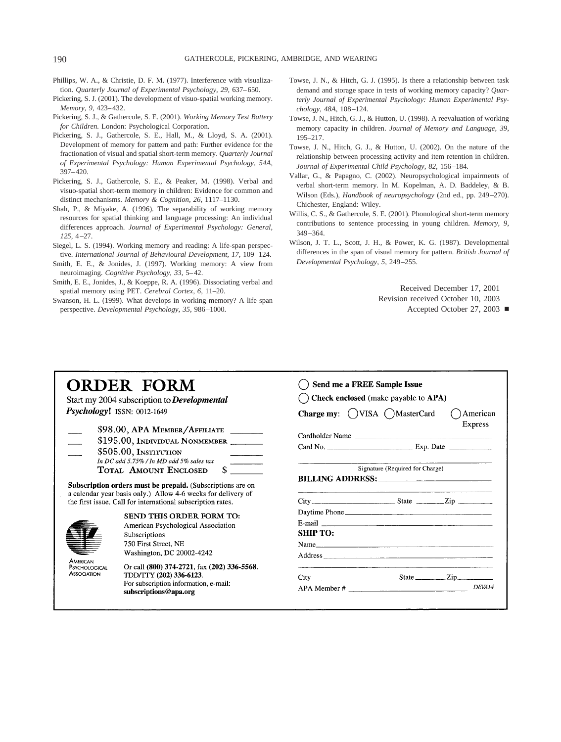Phillips, W. A., & Christie, D. F. M. (1977). Interference with visualization. *Quarterly Journal of Experimental Psychology, 29,* 637–650.

Pickering, S. J. (2001). The development of visuo-spatial working memory. *Memory, 9,* 423–432.

Pickering, S. J., & Gathercole, S. E. (2001). *Working Memory Test Battery for Children.* London: Psychological Corporation.

Pickering, S. J., Gathercole, S. E., Hall, M., & Lloyd, S. A. (2001). Development of memory for pattern and path: Further evidence for the fractionation of visual and spatial short-term memory. *Quarterly Journal of Experimental Psychology: Human Experimental Psychology, 54A,* 397–420.

Pickering, S. J., Gathercole, S. E., & Peaker, M. (1998). Verbal and visuo-spatial short-term memory in children: Evidence for common and distinct mechanisms. *Memory & Cognition, 26,* 1117–1130.

Shah, P., & Miyake, A. (1996). The separability of working memory resources for spatial thinking and language processing: An individual differences approach. *Journal of Experimental Psychology: General, 125,* 4–27.

Siegel, L. S. (1994). Working memory and reading: A life-span perspective. *International Journal of Behavioural Development, 17,* 109–124.

Smith, E. E., & Jonides, J. (1997). Working memory: A view from neuroimaging. *Cognitive Psychology, 33,* 5–42.

Smith, E. E., Jonides, J., & Koeppe, R. A. (1996). Dissociating verbal and spatial memory using PET. *Cerebral Cortex, 6,* 11–20.

Swanson, H. L. (1999). What develops in working memory? A life span perspective. *Developmental Psychology, 35,* 986–1000.

Towse, J. N., & Hitch, G. J. (1995). Is there a relationship between task demand and storage space in tests of working memory capacity? *Quarterly Journal of Experimental Psychology: Human Experimental Psychology, 48A,* 108–124.

Towse, J. N., Hitch, G. J., & Hutton, U. (1998). A reevaluation of working memory capacity in children. *Journal of Memory and Language, 39,* 195–217.

Towse, J. N., Hitch, G. J., & Hutton, U. (2002). On the nature of the relationship between processing activity and item retention in children. *Journal of Experimental Child Psychology, 82,* 156–184.

Vallar, G., & Papagno, C. (2002). Neuropsychological impairments of verbal short-term memory. In M. Kopelman, A. D. Baddeley, & B. Wilson (Eds.), *Handbook of neuropsychology* (2nd ed., pp. 249–270). Chichester, England: Wiley.

Willis, C. S., & Gathercole, S. E. (2001). Phonological short-term memory contributions to sentence processing in young children. *Memory, 9,* 349–364.

Wilson, J. T. L., Scott, J. H., & Power, K. G. (1987). Developmental differences in the span of visual memory for pattern. *British Journal of Developmental Psychology, 5,* 249–255.

Received December 17, 2001
Revision received October 10, 2003
Accepted October 27, 2003 ■

# ORDER FORM

Start my 2004 subscription to ***Developmental Psychology*****!** ISSN: 0012-1649

___ $98.00, APA MEMBER/AFFILIATE _______
___ $195.00, INDIVIDUAL NONMEMBER _______
___ $505.00, INSTITUTION _______
*In DC add 5.75% / In MD add 5% sales tax* _______
TOTAL AMOUNT ENCLOSED $ _______

**Subscription orders must be prepaid.** (Subscriptions are on a calendar year basis only.) Allow 4-6 weeks for delivery of the first issue. Call for international subscription rates.

AMERICAN PSYCHOLOGICAL ASSOCIATION

**SEND THIS ORDER FORM TO:**
American Psychological Association
Subscriptions
750 First Street, NE
Washington, DC 20002-4242

Or call **(800) 374-2721**, fax **(202) 336-5568**.
TDD/TTY **(202) 336-6123**.
For subscription information, e-mail:
**subscriptions@apa.org**

◯ **Send me a FREE Sample Issue**

◯ **Check enclosed** (make payable to **APA**)

**Charge my**: ◯VISA ◯MasterCard ◯American Express

Cardholder Name ____________________

Card No. ____________________ Exp. Date __________

____________________
Signature (Required for Charge)

**BILLING ADDRESS:** ____________________

____________________

City ____________ State ______ Zip ________

Daytime Phone ____________________

E-mail ____________________

**SHIP TO:**

Name ____________________

Address ____________________

____________________

City ____________ State ______ Zip ________

APA Member # ____________________ *DEVA14*